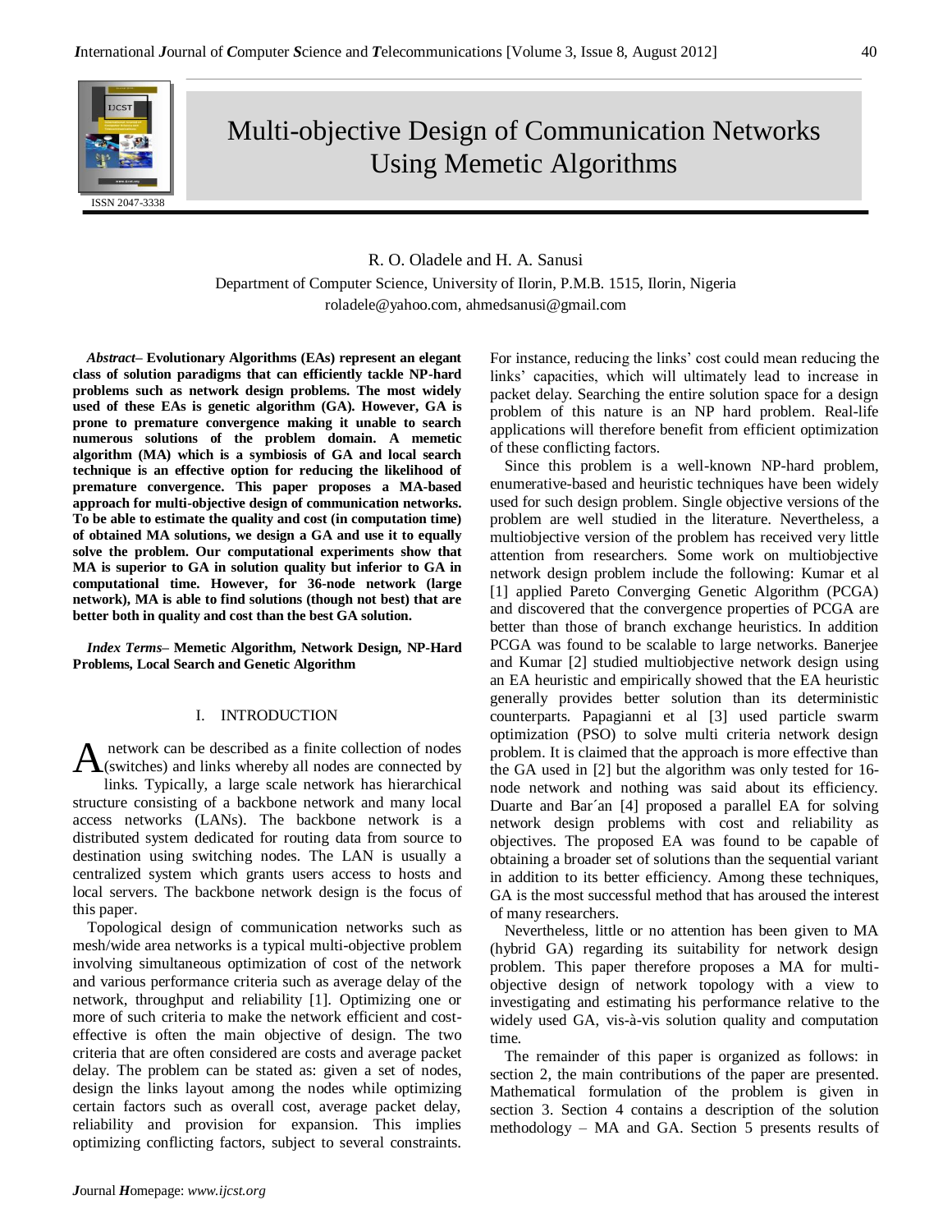# Multi-objective Design of Communication Networks Using Memetic Algorithms

R. O. Oladele and H. A. Sanusi

Department of Computer Science, University of Ilorin, P.M.B. 1515, Ilorin, Nigeria

roladele@yahoo.com, ahmedsanusi@gmail.com

***Abstract*– Evolutionary Algorithms (EAs) represent an elegant class of solution paradigms that can efficiently tackle NP-hard problems such as network design problems. The most widely used of these EAs is genetic algorithm (GA). However, GA is prone to premature convergence making it unable to search numerous solutions of the problem domain. A memetic algorithm (MA) which is a symbiosis of GA and local search technique is an effective option for reducing the likelihood of premature convergence. This paper proposes a MA-based approach for multi-objective design of communication networks. To be able to estimate the quality and cost (in computation time) of obtained MA solutions, we design a GA and use it to equally solve the problem. Our computational experiments show that MA is superior to GA in solution quality but inferior to GA in computational time. However, for 36-node network (large network), MA is able to find solutions (though not best) that are better both in quality and cost than the best GA solution.**

***Index Terms*– Memetic Algorithm, Network Design, NP-Hard Problems, Local Search and Genetic Algorithm**

## I. INTRODUCTION

A network can be described as a finite collection of nodes (switches) and links whereby all nodes are connected by links. Typically, a large scale network has hierarchical structure consisting of a backbone network and many local access networks (LANs). The backbone network is a distributed system dedicated for routing data from source to destination using switching nodes. The LAN is usually a centralized system which grants users access to hosts and local servers. The backbone network design is the focus of this paper.

Topological design of communication networks such as mesh/wide area networks is a typical multi-objective problem involving simultaneous optimization of cost of the network and various performance criteria such as average delay of the network, throughput and reliability [1]. Optimizing one or more of such criteria to make the network efficient and cost-effective is often the main objective of design. The two criteria that are often considered are costs and average packet delay. The problem can be stated as: given a set of nodes, design the links layout among the nodes while optimizing certain factors such as overall cost, average packet delay, reliability and provision for expansion. This implies optimizing conflicting factors, subject to several constraints. For instance, reducing the links' cost could mean reducing the links' capacities, which will ultimately lead to increase in packet delay. Searching the entire solution space for a design problem of this nature is an NP hard problem. Real-life applications will therefore benefit from efficient optimization of these conflicting factors.

Since this problem is a well-known NP-hard problem, enumerative-based and heuristic techniques have been widely used for such design problem. Single objective versions of the problem are well studied in the literature. Nevertheless, a multiobjective version of the problem has received very little attention from researchers. Some work on multiobjective network design problem include the following: Kumar et al [1] applied Pareto Converging Genetic Algorithm (PCGA) and discovered that the convergence properties of PCGA are better than those of branch exchange heuristics. In addition PCGA was found to be scalable to large networks. Banerjee and Kumar [2] studied multiobjective network design using an EA heuristic and empirically showed that the EA heuristic generally provides better solution than its deterministic counterparts. Papagianni et al [3] used particle swarm optimization (PSO) to solve multi criteria network design problem. It is claimed that the approach is more effective than the GA used in [2] but the algorithm was only tested for 16-node network and nothing was said about its efficiency. Duarte and Bar´an [4] proposed a parallel EA for solving network design problems with cost and reliability as objectives. The proposed EA was found to be capable of obtaining a broader set of solutions than the sequential variant in addition to its better efficiency. Among these techniques, GA is the most successful method that has aroused the interest of many researchers.

Nevertheless, little or no attention has been given to MA (hybrid GA) regarding its suitability for network design problem. This paper therefore proposes a MA for multi-objective design of network topology with a view to investigating and estimating his performance relative to the widely used GA, vis-à-vis solution quality and computation time.

The remainder of this paper is organized as follows: in section 2, the main contributions of the paper are presented. Mathematical formulation of the problem is given in section 3. Section 4 contains a description of the solution methodology – MA and GA. Section 5 presents results of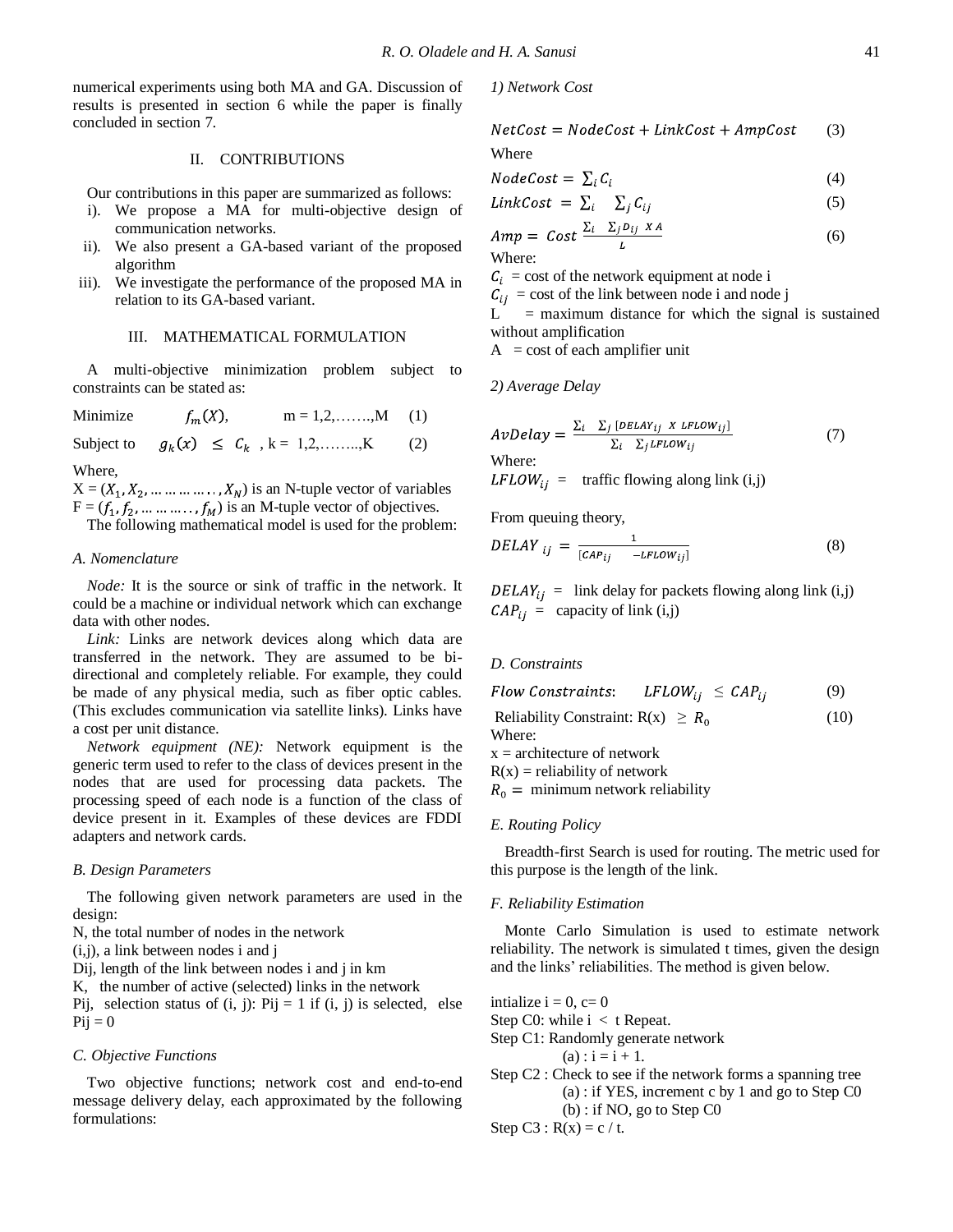numerical experiments using both MA and GA. Discussion of results is presented in section 6 while the paper is finally concluded in section 7.

## II. CONTRIBUTIONS

Our contributions in this paper are summarized as follows:

- i). We propose a MA for multi-objective design of communication networks.
- ii). We also present a GA-based variant of the proposed algorithm
- iii). We investigate the performance of the proposed MA in relation to its GA-based variant.

## III. MATHEMATICAL FORMULATION

A multi-objective minimization problem subject to constraints can be stated as:

$$\text{Minimize} \quad f_m(X), \quad m = 1,2,\ldots\ldots,M \quad (1)$$

$$\text{Subject to} \quad g_k(x) \leq C_k, \; k = 1,2,\ldots\ldots,K \quad (2)$$

Where,

$X = (X_1, X_2, \ldots\ldots\ldots, X_N)$ is an N-tuple vector of variables

$F = (f_1, f_2, \ldots\ldots\ldots, f_M)$ is an M-tuple vector of objectives.

The following mathematical model is used for the problem:

### A. Nomenclature

*Node:* It is the source or sink of traffic in the network. It could be a machine or individual network which can exchange data with other nodes.

*Link:* Links are network devices along which data are transferred in the network. They are assumed to be bi-directional and completely reliable. For example, they could be made of any physical media, such as fiber optic cables. (This excludes communication via satellite links). Links have a cost per unit distance.

*Network equipment (NE):* Network equipment is the generic term used to refer to the class of devices present in the nodes that are used for processing data packets. The processing speed of each node is a function of the class of device present in it. Examples of these devices are FDDI adapters and network cards.

### B. Design Parameters

The following given network parameters are used in the design:

N, the total number of nodes in the network

(i,j), a link between nodes i and j

Dij, length of the link between nodes i and j in km

K, the number of active (selected) links in the network

Pij, selection status of (i, j): Pij = 1 if (i, j) is selected, else Pij = 0

### C. Objective Functions

Two objective functions; network cost and end-to-end message delivery delay, each approximated by the following formulations:

#### 1) Network Cost

$$NetCost = NodeCost + LinkCost + AmpCost \quad (3)$$

Where

$$NodeCost = \sum_i C_i \quad (4)$$

$$LinkCost = \sum_i \sum_j C_{ij} \quad (5)$$

$$Amp = Cost \frac{\sum_i \sum_j D_{ij} \; X \; A}{L} \quad (6)$$

Where:

$C_i$ = cost of the network equipment at node i

$C_{ij}$ = cost of the link between node i and node j

L = maximum distance for which the signal is sustained without amplification

A = cost of each amplifier unit

#### 2) Average Delay

$$AvDelay = \frac{\sum_i \sum_j [DELAY_{ij} \; X \; LFLOW_{ij}]}{\sum_i \sum_j LFLOW_{ij}} \quad (7)$$

Where:

$LFLOW_{ij}$ = traffic flowing along link (i,j)

From queuing theory,

$$DELAY_{ij} = \frac{1}{[CAP_{ij} \quad -LFLOW_{ij}]} \quad (8)$$

$DELAY_{ij}$ = link delay for packets flowing along link (i,j)

$CAP_{ij}$ = capacity of link (i,j)

### D. Constraints

$$Flow\ Constraints: \quad LFLOW_{ij} \leq CAP_{ij} \quad (9)$$

$$\text{Reliability Constraint: } R(x) \geq R_0 \quad (10)$$

Where:

x = architecture of network

R(x) = reliability of network

$R_0 =$ minimum network reliability

### E. Routing Policy

Breadth-first Search is used for routing. The metric used for this purpose is the length of the link.

### F. Reliability Estimation

Monte Carlo Simulation is used to estimate network reliability. The network is simulated t times, given the design and the links' reliabilities. The method is given below.

```
intialize i = 0, c= 0
Step C0: while i < t Repeat.
Step C1: Randomly generate network
        (a) : i = i + 1.
Step C2 : Check to see if the network forms a spanning tree
        (a) : if YES, increment c by 1 and go to Step C0
        (b) : if NO, go to Step C0
Step C3 : R(x) = c / t.
```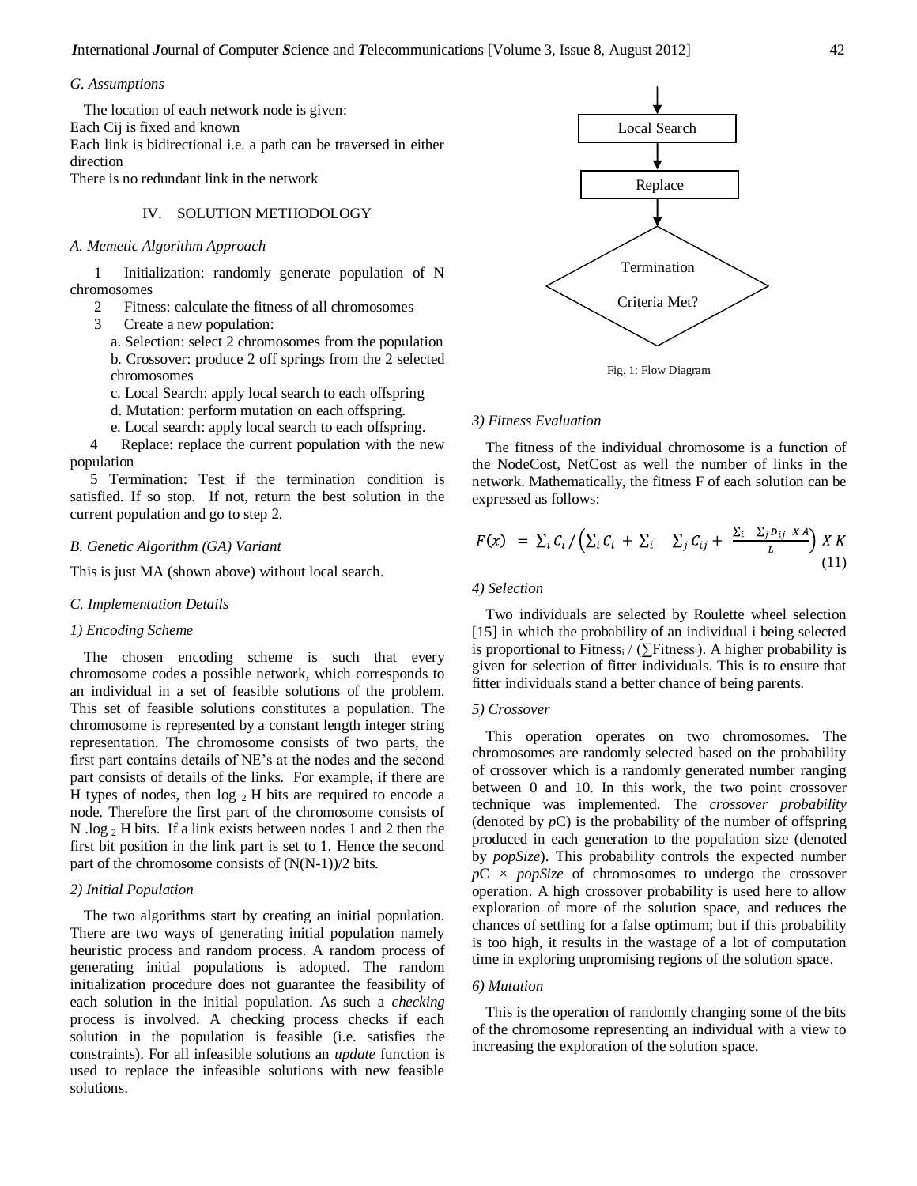## G. Assumptions

The location of each network node is given:
Each Cij is fixed and known
Each link is bidirectional i.e. a path can be traversed in either direction
There is no redundant link in the network

# IV. SOLUTION METHODOLOGY

## A. Memetic Algorithm Approach

1 Initialization: randomly generate population of N chromosomes
2 Fitness: calculate the fitness of all chromosomes
3 Create a new population:
a. Selection: select 2 chromosomes from the population
b. Crossover: produce 2 off springs from the 2 selected chromosomes
c. Local Search: apply local search to each offspring
d. Mutation: perform mutation on each offspring.
e. Local search: apply local search to each offspring.
4 Replace: replace the current population with the new population
5 Termination: Test if the termination condition is satisfied. If so stop. If not, return the best solution in the current population and go to step 2.

## B. Genetic Algorithm (GA) Variant

This is just MA (shown above) without local search.

## C. Implementation Details

### 1) Encoding Scheme

The chosen encoding scheme is such that every chromosome codes a possible network, which corresponds to an individual in a set of feasible solutions of the problem. This set of feasible solutions constitutes a population. The chromosome is represented by a constant length integer string representation. The chromosome consists of two parts, the first part contains details of NE's at the nodes and the second part consists of details of the links. For example, if there are H types of nodes, then $\log_2 H$ bits are required to encode a node. Therefore the first part of the chromosome consists of $N.\log_2 H$ bits. If a link exists between nodes 1 and 2 then the first bit position in the link part is set to 1. Hence the second part of the chromosome consists of $(N(N-1))/2$ bits.

### 2) Initial Population

The two algorithms start by creating an initial population. There are two ways of generating initial population namely heuristic process and random process. A random process of generating initial populations is adopted. The random initialization procedure does not guarantee the feasibility of each solution in the initial population. As such a *checking* process is involved. A checking process checks if each solution in the population is feasible (i.e. satisfies the constraints). For all infeasible solutions an *update* function is used to replace the infeasible solutions with new feasible solutions.

Local Search → Replace → Termination Criteria Met?

Fig. 1: Flow Diagram

### 3) Fitness Evaluation

The fitness of the individual chromosome is a function of the NodeCost, NetCost as well the number of links in the network. Mathematically, the fitness F of each solution can be expressed as follows:

$$F(x) = \sum_i C_i / \left( \sum_i C_i + \sum_i \sum_j C_{ij} + \frac{\sum_i \sum_j D_{ij} \ X \ A}{L} \right) X \ K \quad (11)$$

### 4) Selection

Two individuals are selected by Roulette wheel selection [15] in which the probability of an individual i being selected is proportional to $\text{Fitness}_i / (\sum \text{Fitness}_i)$. A higher probability is given for selection of fitter individuals. This is to ensure that fitter individuals stand a better chance of being parents.

### 5) Crossover

This operation operates on two chromosomes. The chromosomes are randomly selected based on the probability of crossover which is a randomly generated number ranging between 0 and 10. In this work, the two point crossover technique was implemented. The *crossover probability* (denoted by *p*C) is the probability of the number of offspring produced in each generation to the population size (denoted by *popSize*). This probability controls the expected number *p*C × *popSize* of chromosomes to undergo the crossover operation. A high crossover probability is used here to allow exploration of more of the solution space, and reduces the chances of settling for a false optimum; but if this probability is too high, it results in the wastage of a lot of computation time in exploring unpromising regions of the solution space.

### 6) Mutation

This is the operation of randomly changing some of the bits of the chromosome representing an individual with a view to increasing the exploration of the solution space.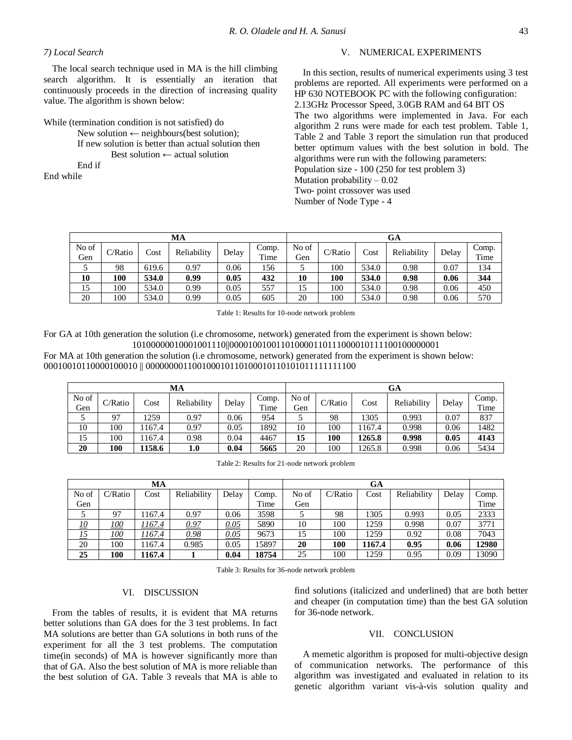### 7) Local Search

The local search technique used in MA is the hill climbing search algorithm. It is essentially an iteration that continuously proceeds in the direction of increasing quality value. The algorithm is shown below:

```
While (termination condition is not satisfied) do
        New solution ← neighbours(best solution);
        If new solution is better than actual solution then
                Best solution ← actual solution
        End if
End while
```

## V. NUMERICAL EXPERIMENTS

In this section, results of numerical experiments using 3 test problems are reported. All experiments were performed on a HP 630 NOTEBOOK PC with the following configuration:
2.13GHz Processor Speed, 3.0GB RAM and 64 BIT OS
The two algorithms were implemented in Java. For each algorithm 2 runs were made for each test problem. Table 1, Table 2 and Table 3 report the simulation run that produced better optimum values with the best solution in bold. The algorithms were run with the following parameters:
Population size - 100 (250 for test problem 3)
Mutation probability – 0.02
Two- point crossover was used
Number of Node Type - 4

| MA | | | | | | GA | | | | | |
|---|---|---|---|---|---|---|---|---|---|---|---|
| No of Gen | C/Ratio | Cost | Reliability | Delay | Comp. Time | No of Gen | C/Ratio | Cost | Reliability | Delay | Comp. Time |
| 5 | 98 | 619.6 | 0.97 | 0.06 | 156 | 5 | 100 | 534.0 | 0.98 | 0.07 | 134 |
| **10** | **100** | **534.0** | **0.99** | **0.05** | **432** | **10** | **100** | **534.0** | **0.98** | **0.06** | **344** |
| 15 | 100 | 534.0 | 0.99 | 0.05 | 557 | 15 | 100 | 534.0 | 0.98 | 0.06 | 450 |
| 20 | 100 | 534.0 | 0.99 | 0.05 | 605 | 20 | 100 | 534.0 | 0.98 | 0.06 | 570 |

Table 1: Results for 10-node network problem

For GA at 10th generation the solution (i.e chromosome, network) generated from the experiment is shown below:
10100000010001001110||00001001001101000011011100001011110010000000​1

For MA at 10th generation the solution (i.e chromosome, network) generated from the experiment is shown below:
00010010110000100010 || 00000000110010001011010001011010101111111110​0

| MA | | | | | | GA | | | | | |
|---|---|---|---|---|---|---|---|---|---|---|---|
| No of Gen | C/Ratio | Cost | Reliability | Delay | Comp. Time | No of Gen | C/Ratio | Cost | Reliability | Delay | Comp. Time |
| 5 | 97 | 1259 | 0.97 | 0.06 | 954 | 5 | 98 | 1305 | 0.993 | 0.07 | 837 |
| 10 | 100 | 1167.4 | 0.97 | 0.05 | 1892 | 10 | 100 | 1167.4 | 0.998 | 0.06 | 1482 |
| 15 | 100 | 1167.4 | 0.98 | 0.04 | 4467 | **15** | **100** | **1265.8** | **0.998** | **0.05** | **4143** |
| **20** | **100** | **1158.6** | **1.0** | **0.04** | **5665** | 20 | 100 | 1265.8 | 0.998 | 0.06 | 5434 |

Table 2: Results for 21-node network problem

| MA | | | | | | GA | | | | | |
|---|---|---|---|---|---|---|---|---|---|---|---|
| No of Gen | C/Ratio | Cost | Reliability | Delay | Comp. Time | No of Gen | C/Ratio | Cost | Reliability | Delay | Comp. Time |
| 5 | 97 | 1167.4 | 0.97 | 0.06 | 3598 | 5 | 98 | 1305 | 0.993 | 0.05 | 2333 |
| <u>*10*</u> | <u>*100*</u> | <u>*1167.4*</u> | <u>*0.97*</u> | <u>*0.05*</u> | 5890 | 10 | 100 | 1259 | 0.998 | 0.07 | 3771 |
| <u>*15*</u> | <u>*100*</u> | <u>*1167.4*</u> | <u>*0.98*</u> | <u>*0.05*</u> | 9673 | 15 | 100 | 1259 | 0.92 | 0.08 | 7043 |
| 20 | 100 | 1167.4 | 0.985 | 0.05 | 15897 | **20** | **100** | **1167.4** | **0.95** | **0.06** | **12980** |
| **25** | **100** | **1167.4** | **1** | **0.04** | **18754** | 25 | 100 | 1259 | 0.95 | 0.09 | 13090 |

Table 3: Results for 36-node network problem

## VI. DISCUSSION

From the tables of results, it is evident that MA returns better solutions than GA does for the 3 test problems. In fact MA solutions are better than GA solutions in both runs of the experiment for all the 3 test problems. The computation time(in seconds) of MA is however significantly more than that of GA. Also the best solution of MA is more reliable than the best solution of GA. Table 3 reveals that MA is able to find solutions (italicized and underlined) that are both better and cheaper (in computation time) than the best GA solution for 36-node network.

## VII. CONCLUSION

A memetic algorithm is proposed for multi-objective design of communication networks. The performance of this algorithm was investigated and evaluated in relation to its genetic algorithm variant vis-à-vis solution quality and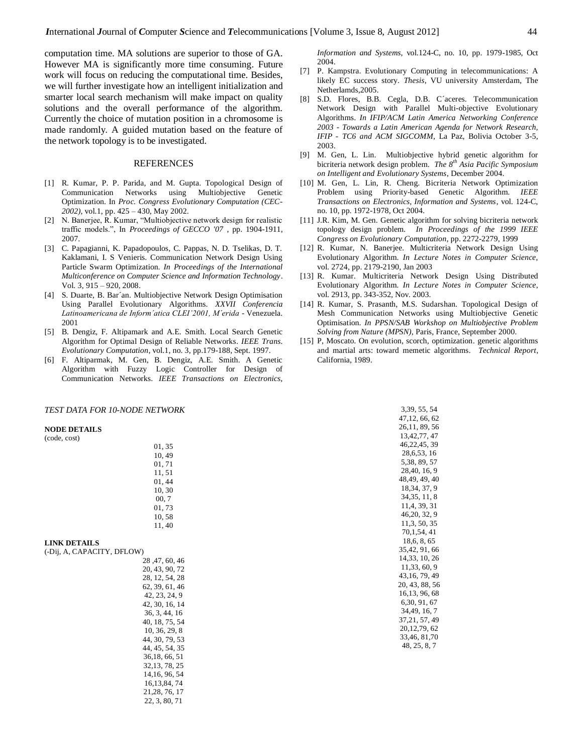computation time. MA solutions are superior to those of GA. However MA is significantly more time consuming. Future work will focus on reducing the computational time. Besides, we will further investigate how an intelligent initialization and smarter local search mechanism will make impact on quality solutions and the overall performance of the algorithm. Currently the choice of mutation position in a chromosome is made randomly. A guided mutation based on the feature of the network topology is to be investigated.

## REFERENCES

[1] R. Kumar, P. P. Parida, and M. Gupta. Topological Design of Communication Networks using Multiobjective Genetic Optimization. In *Proc. Congress Evolutionary Computation (CEC-2002)*, vol.1, pp. 425 – 430, May 2002.

[2] N. Banerjee, R. Kumar, "Multiobjective network design for realistic traffic models.", In *Proceedings of GECCO '07* , pp. 1904-1911, 2007.

[3] C. Papagianni, K. Papadopoulos, C. Pappas, N. D. Tselikas, D. T. Kaklamani, I. S Venieris. Communication Network Design Using Particle Swarm Optimization. *In Proceedings of the International Multiconference on Computer Science and Information Technology*. Vol. 3, 915 – 920, 2008.

[4] S. Duarte, B. Bar´an. Multiobjective Network Design Optimisation Using Parallel Evolutionary Algorithms. *XXVII Conferencia Latinoamericana de Inform´atica CLEI'2001, M´erida* - Venezuela. 2001

[5] B. Dengiz, F. Altipamark and A.E. Smith. Local Search Genetic Algorithm for Optimal Design of Reliable Networks. *IEEE Trans. Evolutionary Computation*, vol.1, no. 3, pp.179-188, Sept. 1997.

[6] F. Altiparmak, M. Gen, B. Dengiz, A.E. Smith. A Genetic Algorithm with Fuzzy Logic Controller for Design of Communication Networks. *IEEE Transactions on Electronics, Information and Systems*, vol.124-C, no. 10, pp. 1979-1985, Oct 2004.

[7] P. Kampstra. Evolutionary Computing in telecommunications: A likely EC success story. *Thesis*, VU university Amsterdam, The Netherlamds,2005.

[8] S.D. Flores, B.B. Cegla, D.B. C´aceres. Telecommunication Network Design with Parallel Multi-objective Evolutionary Algorithms. *In IFIP/ACM Latin America Networking Conference 2003 - Towards a Latin American Agenda for Network Research, IFIP - TC6 and ACM SIGCOMM*, La Paz, Bolivia October 3-5, 2003.

[9] M. Gen, L. Lin. Multiobjective hybrid genetic algorithm for bicriteria network design problem. *The 8th Asia Pacific Symposium on Intelligent and Evolutionary Systems*, December 2004.

[10] M. Gen, L. Lin, R. Cheng. Bicriteria Network Optimization Problem using Priority-based Genetic Algorithm. *IEEE Transactions on Electronics, Information and Systems*, vol. 124-C, no. 10, pp. 1972-1978, Oct 2004.

[11] J.R. Kim, M. Gen. Genetic algorithm for solving bicriteria network topology design problem. *In Proceedings of the 1999 IEEE Congress on Evolutionary Computation*, pp. 2272-2279, 1999

[12] R. Kumar, N. Banerjee. Multicriteria Network Design Using Evolutionary Algorithm. *In Lecture Notes in Computer Science*, vol. 2724, pp. 2179-2190, Jan 2003

[13] R. Kumar. Multicriteria Network Design Using Distributed Evolutionary Algorithm. *In Lecture Notes in Computer Science*, vol. 2913, pp. 343-352, Nov. 2003.

[14] R. Kumar, S. Prasanth, M.S. Sudarshan. Topological Design of Mesh Communication Networks using Multiobjective Genetic Optimisation. *In PPSN/SAB Workshop on Multiobjective Problem Solving from Nature (MPSN)*, Paris, France, September 2000.

[15] P, Moscato. On evolution, scorch, optimization. genetic algorithms and martial arts: toward memetic algorithms. *Technical Report*, California, 1989.

*TEST DATA FOR 10-NODE NETWORK*

**NODE DETAILS**
(code, cost)

01, 35
10, 49
01, 71
11, 51
01, 44
10, 30
00, 7
01, 73
10, 58
11, 40

**LINK DETAILS**
(-Dij, A, CAPACITY, DFLOW)

28 ,47, 60, 46
20, 43, 90, 72
28, 12, 54, 28
62, 39, 61, 46
42, 23, 24, 9
42, 30, 16, 14
36, 3, 44, 16
40, 18, 75, 54
10, 36, 29, 8
44, 30, 79, 53
44, 45, 54, 35
36,18, 66, 51
32,13, 78, 25
14,16, 96, 54
16,13,84, 74
21,28, 76, 17
22, 3, 80, 71
3,39, 55, 54
47,12, 66, 62
26,11, 89, 56
13,42,77, 47
46,22,45, 39
28,6,53, 16
5,38, 89, 57
28,40, 16, 9
48,49, 49, 40
18,34, 37, 9
34,35, 11, 8
11,4, 39, 31
46,20, 32, 9
11,3, 50, 35
70,1,54, 41
18,6, 8, 65
35,42, 91, 66
14,33, 10, 26
11,33, 60, 9
43,16, 79, 49
20, 43, 88, 56
16,13, 96, 68
6,30, 91, 67
34,49, 16, 7
37,21, 57, 49
20,12,79, 62
33,46, 81,70
48, 25, 8, 7